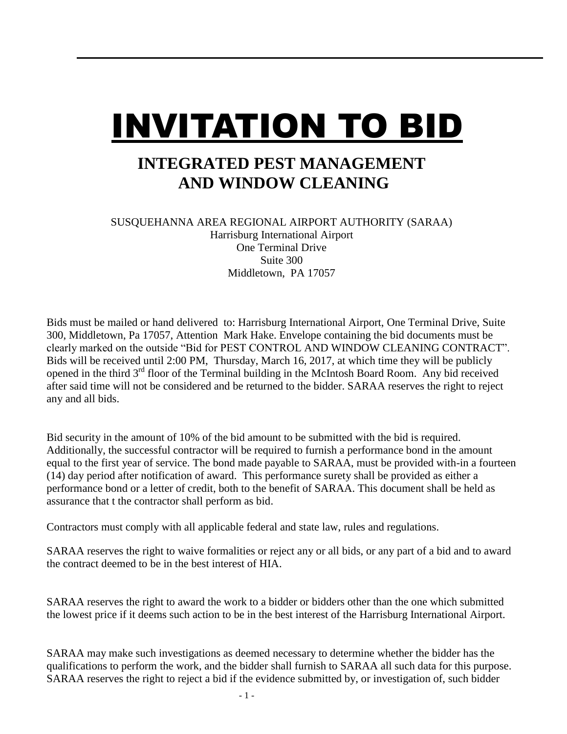# INVITATION TO BID

## INTEGRATED PEST MANAGEMENT AND WINDOW CLEANING

SUSQUEHANNA AREA REGIONAL AIRPORT AUTHORITY (SARAA)
Harrisburg International Airport
One Terminal Drive
Suite 300
Middletown, PA 17057

Bids must be mailed or hand delivered to: Harrisburg International Airport, One Terminal Drive, Suite 300, Middletown, Pa 17057, Attention Mark Hake. Envelope containing the bid documents must be clearly marked on the outside "Bid for PEST CONTROL AND WINDOW CLEANING CONTRACT". Bids will be received until 2:00 PM, Thursday, March 16, 2017, at which time they will be publicly opened in the third 3rd floor of the Terminal building in the McIntosh Board Room. Any bid received after said time will not be considered and be returned to the bidder. SARAA reserves the right to reject any and all bids.

Bid security in the amount of 10% of the bid amount to be submitted with the bid is required. Additionally, the successful contractor will be required to furnish a performance bond in the amount equal to the first year of service. The bond made payable to SARAA, must be provided with-in a fourteen (14) day period after notification of award. This performance surety shall be provided as either a performance bond or a letter of credit, both to the benefit of SARAA. This document shall be held as assurance that t the contractor shall perform as bid.

Contractors must comply with all applicable federal and state law, rules and regulations.

SARAA reserves the right to waive formalities or reject any or all bids, or any part of a bid and to award the contract deemed to be in the best interest of HIA.

SARAA reserves the right to award the work to a bidder or bidders other than the one which submitted the lowest price if it deems such action to be in the best interest of the Harrisburg International Airport.

SARAA may make such investigations as deemed necessary to determine whether the bidder has the qualifications to perform the work, and the bidder shall furnish to SARAA all such data for this purpose. SARAA reserves the right to reject a bid if the evidence submitted by, or investigation of, such bidder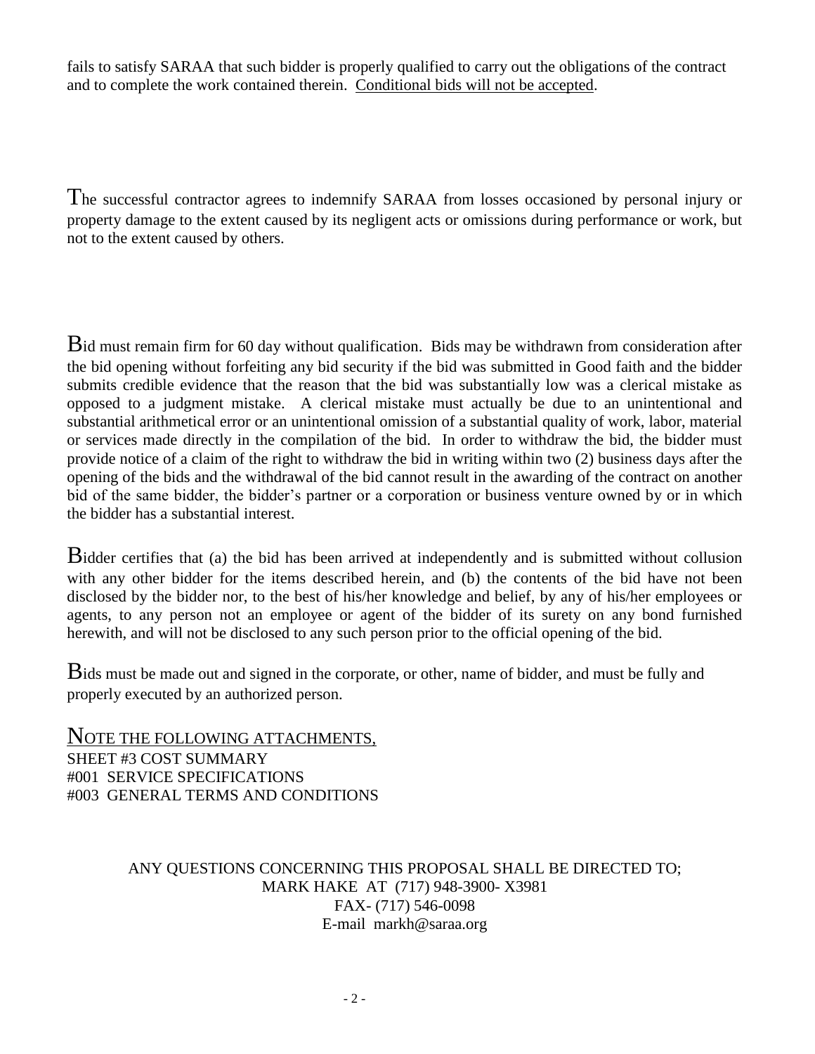fails to satisfy SARAA that such bidder is properly qualified to carry out the obligations of the contract and to complete the work contained therein. Conditional bids will not be accepted.

The successful contractor agrees to indemnify SARAA from losses occasioned by personal injury or property damage to the extent caused by its negligent acts or omissions during performance or work, but not to the extent caused by others.

Bid must remain firm for 60 day without qualification. Bids may be withdrawn from consideration after the bid opening without forfeiting any bid security if the bid was submitted in Good faith and the bidder submits credible evidence that the reason that the bid was substantially low was a clerical mistake as opposed to a judgment mistake. A clerical mistake must actually be due to an unintentional and substantial arithmetical error or an unintentional omission of a substantial quality of work, labor, material or services made directly in the compilation of the bid. In order to withdraw the bid, the bidder must provide notice of a claim of the right to withdraw the bid in writing within two (2) business days after the opening of the bids and the withdrawal of the bid cannot result in the awarding of the contract on another bid of the same bidder, the bidder's partner or a corporation or business venture owned by or in which the bidder has a substantial interest.

Bidder certifies that (a) the bid has been arrived at independently and is submitted without collusion with any other bidder for the items described herein, and (b) the contents of the bid have not been disclosed by the bidder nor, to the best of his/her knowledge and belief, by any of his/her employees or agents, to any person not an employee or agent of the bidder of its surety on any bond furnished herewith, and will not be disclosed to any such person prior to the official opening of the bid.

Bids must be made out and signed in the corporate, or other, name of bidder, and must be fully and properly executed by an authorized person.

NOTE THE FOLLOWING ATTACHMENTS,

SHEET #3 COST SUMMARY
#001 SERVICE SPECIFICATIONS
#003 GENERAL TERMS AND CONDITIONS

ANY QUESTIONS CONCERNING THIS PROPOSAL SHALL BE DIRECTED TO;
MARK HAKE AT (717) 948-3900- X3981
FAX- (717) 546-0098
E-mail markh@saraa.org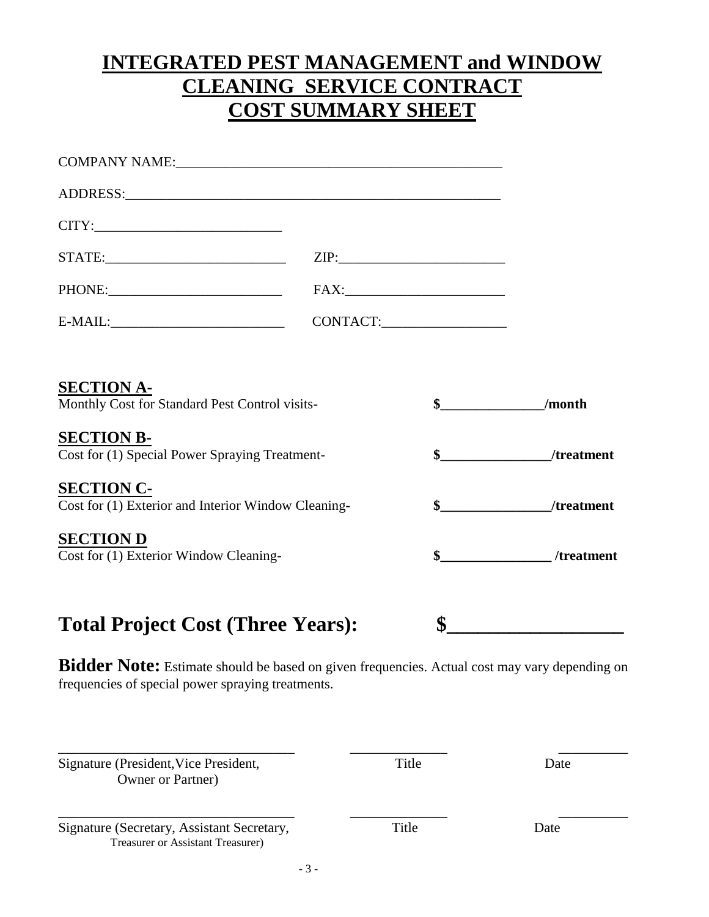# INTEGRATED PEST MANAGEMENT and WINDOW CLEANING SERVICE CONTRACT COST SUMMARY SHEET

COMPANY NAME:_______________________________________________

ADDRESS:___________________________________________________

CITY:__________________________

STATE:_________________________ ZIP:_______________________

PHONE:________________________ FAX:______________________

E-MAIL:________________________ CONTACT:_________________

**SECTION A-**
Monthly Cost for Standard Pest Control visits- **$_______________/month**

**SECTION B-**
Cost for (1) Special Power Spraying Treatment- **$________________/treatment**

**SECTION C-**
Cost for (1) Exterior and Interior Window Cleaning- **$________________/treatment**

**SECTION D**
Cost for (1) Exterior Window Cleaning- **$________________ /treatment**

## Total Project Cost (Three Years): $_________________

**Bidder Note:** Estimate should be based on given frequencies. Actual cost may vary depending on frequencies of special power spraying treatments.

| | | |
|---|---|---|
| ___________________________________ | ______________ | __________ |
| Signature (President,Vice President, Owner or Partner) | Title | Date |
| ___________________________________ | ______________ | __________ |
| Signature (Secretary, Assistant Secretary, Treasurer or Assistant Treasurer) | Title | Date |